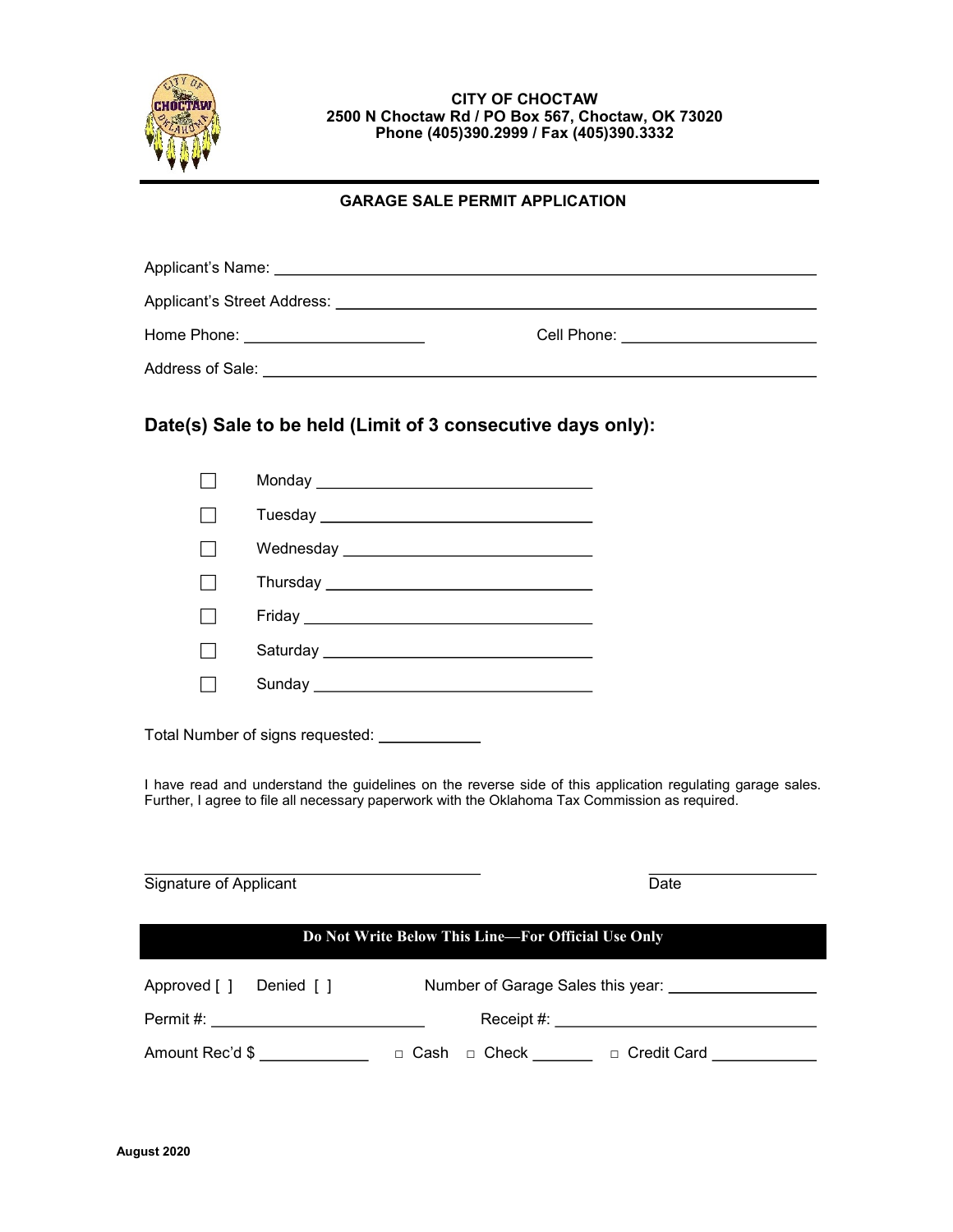**CITY OF CHOCTAW**
**2500 N Choctaw Rd / PO Box 567, Choctaw, OK 73020**
**Phone (405)390.2999 / Fax (405)390.3332**

---

## GARAGE SALE PERMIT APPLICATION

Applicant's Name: ______________________________________________

Applicant's Street Address: ______________________________________

Home Phone: ____________________ Cell Phone: ____________________

Address of Sale: _________________________________________________

## Date(s) Sale to be held (Limit of 3 consecutive days only):

- ☐ Monday ______________________________
- ☐ Tuesday ______________________________
- ☐ Wednesday ____________________________
- ☐ Thursday ______________________________
- ☐ Friday ________________________________
- ☐ Saturday ______________________________
- ☐ Sunday ________________________________

Total Number of signs requested: ___________

I have read and understand the guidelines on the reverse side of this application regulating garage sales. Further, I agree to file all necessary paperwork with the Oklahoma Tax Commission as required.

______________________________________ ____________________
Signature of Applicant Date

**Do Not Write Below This Line—For Official Use Only**

Approved [ ] Denied [ ] Number of Garage Sales this year: ________________

Permit #: ________________________ Receipt #: ____________________________

Amount Rec'd $ ____________ □ Cash □ Check _______ □ Credit Card ____________

August 2020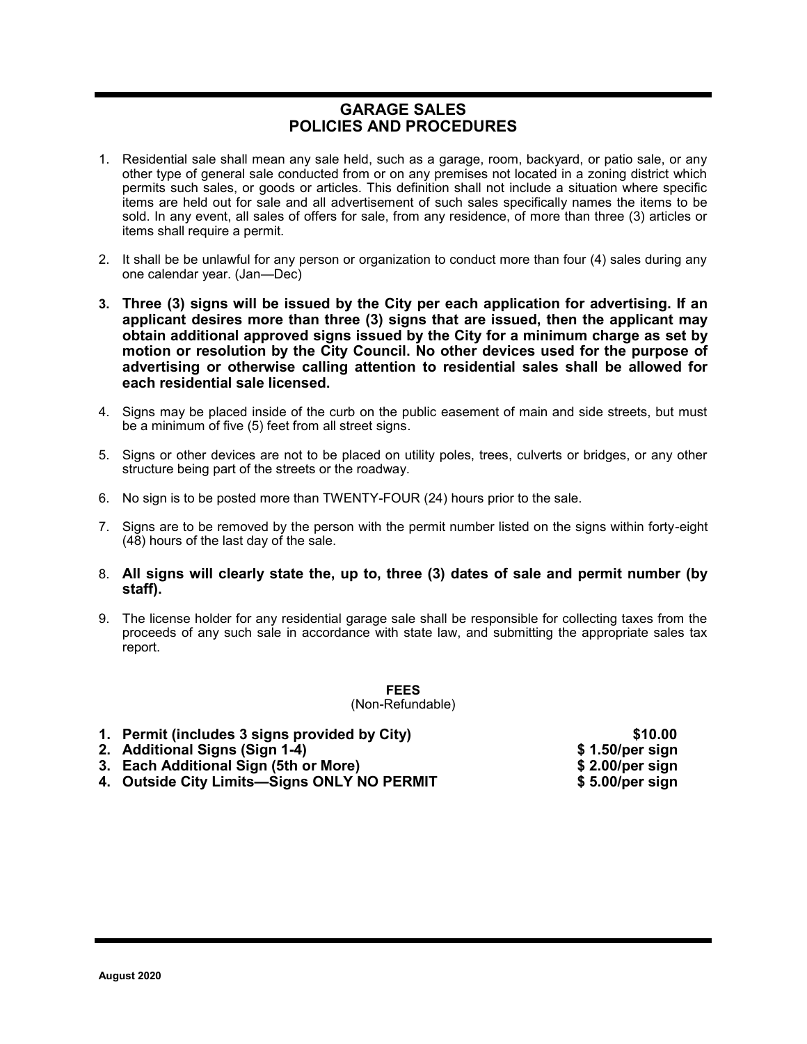# GARAGE SALES
# POLICIES AND PROCEDURES

1. Residential sale shall mean any sale held, such as a garage, room, backyard, or patio sale, or any other type of general sale conducted from or on any premises not located in a zoning district which permits such sales, or goods or articles. This definition shall not include a situation where specific items are held out for sale and all advertisement of such sales specifically names the items to be sold. In any event, all sales of offers for sale, from any residence, of more than three (3) articles or items shall require a permit.

2. It shall be be unlawful for any person or organization to conduct more than four (4) sales during any one calendar year. (Jan—Dec)

3. **Three (3) signs will be issued by the City per each application for advertising. If an applicant desires more than three (3) signs that are issued, then the applicant may obtain additional approved signs issued by the City for a minimum charge as set by motion or resolution by the City Council. No other devices used for the purpose of advertising or otherwise calling attention to residential sales shall be allowed for each residential sale licensed.**

4. Signs may be placed inside of the curb on the public easement of main and side streets, but must be a minimum of five (5) feet from all street signs.

5. Signs or other devices are not to be placed on utility poles, trees, culverts or bridges, or any other structure being part of the streets or the roadway.

6. No sign is to be posted more than TWENTY-FOUR (24) hours prior to the sale.

7. Signs are to be removed by the person with the permit number listed on the signs within forty-eight (48) hours of the last day of the sale.

8. **All signs will clearly state the, up to, three (3) dates of sale and permit number (by staff).**

9. The license holder for any residential garage sale shall be responsible for collecting taxes from the proceeds of any such sale in accordance with state law, and submitting the appropriate sales tax report.

**FEES**

(Non-Refundable)

| | |
|---|---|
| **1. Permit (includes 3 signs provided by City)** | **$10.00** |
| **2. Additional Signs (Sign 1-4)** | **$ 1.50/per sign** |
| **3. Each Additional Sign (5th or More)** | **$ 2.00/per sign** |
| **4. Outside City Limits—Signs ONLY NO PERMIT** | **$ 5.00/per sign** |

**August 2020**